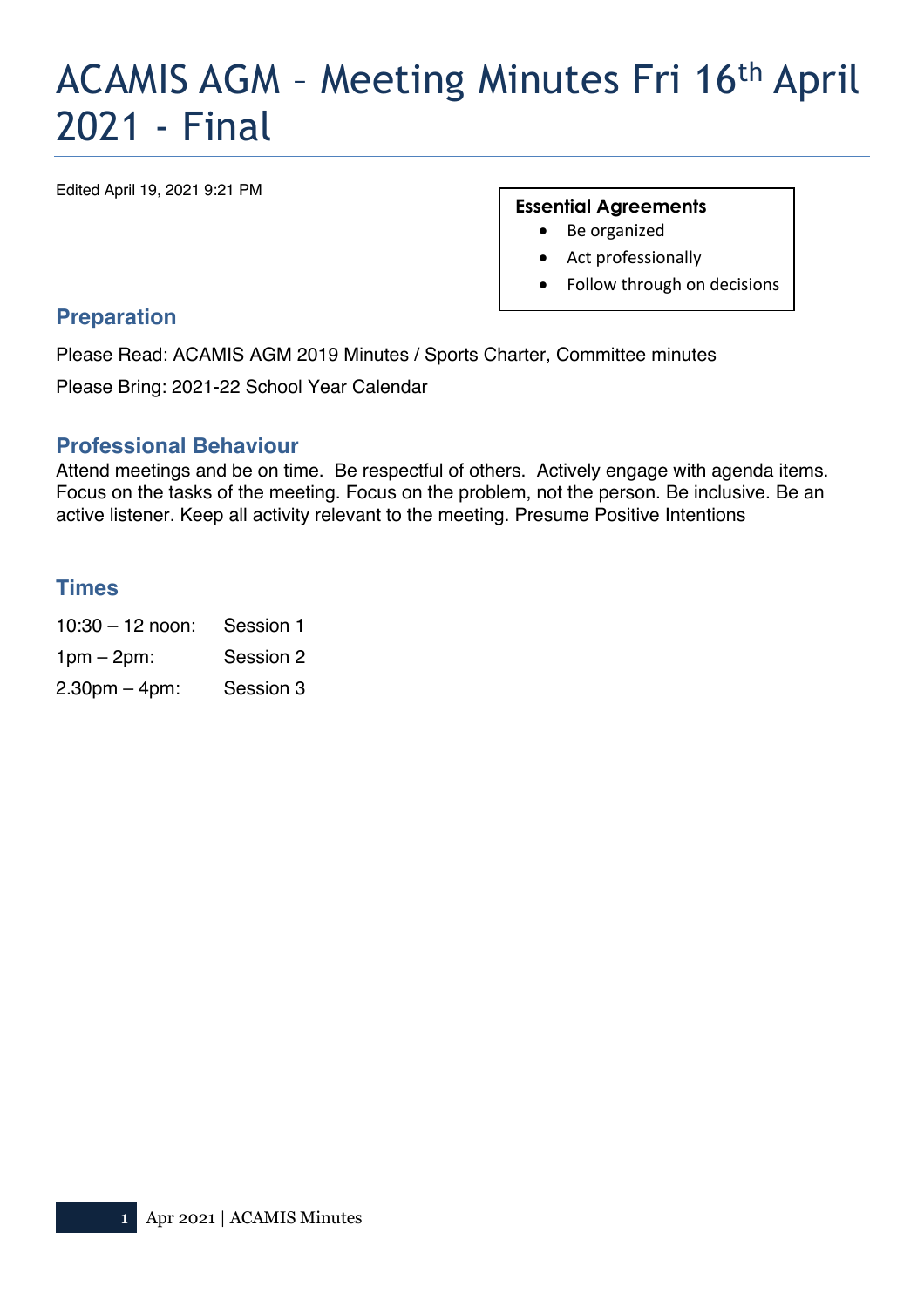# ACAMIS AGM – Meeting Minutes Fri 16th April 2021 - Final

Edited April 19, 2021 9:21 PM

**Essential Agreements**

- Be organized
- Act professionally
- Follow through on decisions

## Preparation

Please Read: ACAMIS AGM 2019 Minutes / Sports Charter, Committee minutes

Please Bring: 2021-22 School Year Calendar

## Professional Behaviour

Attend meetings and be on time. Be respectful of others. Actively engage with agenda items. Focus on the tasks of the meeting. Focus on the problem, not the person. Be inclusive. Be an active listener. Keep all activity relevant to the meeting. Presume Positive Intentions

## Times

| | |
|---|---|
| 10:30 – 12 noon: | Session 1 |
| 1pm – 2pm: | Session 2 |
| 2.30pm – 4pm: | Session 3 |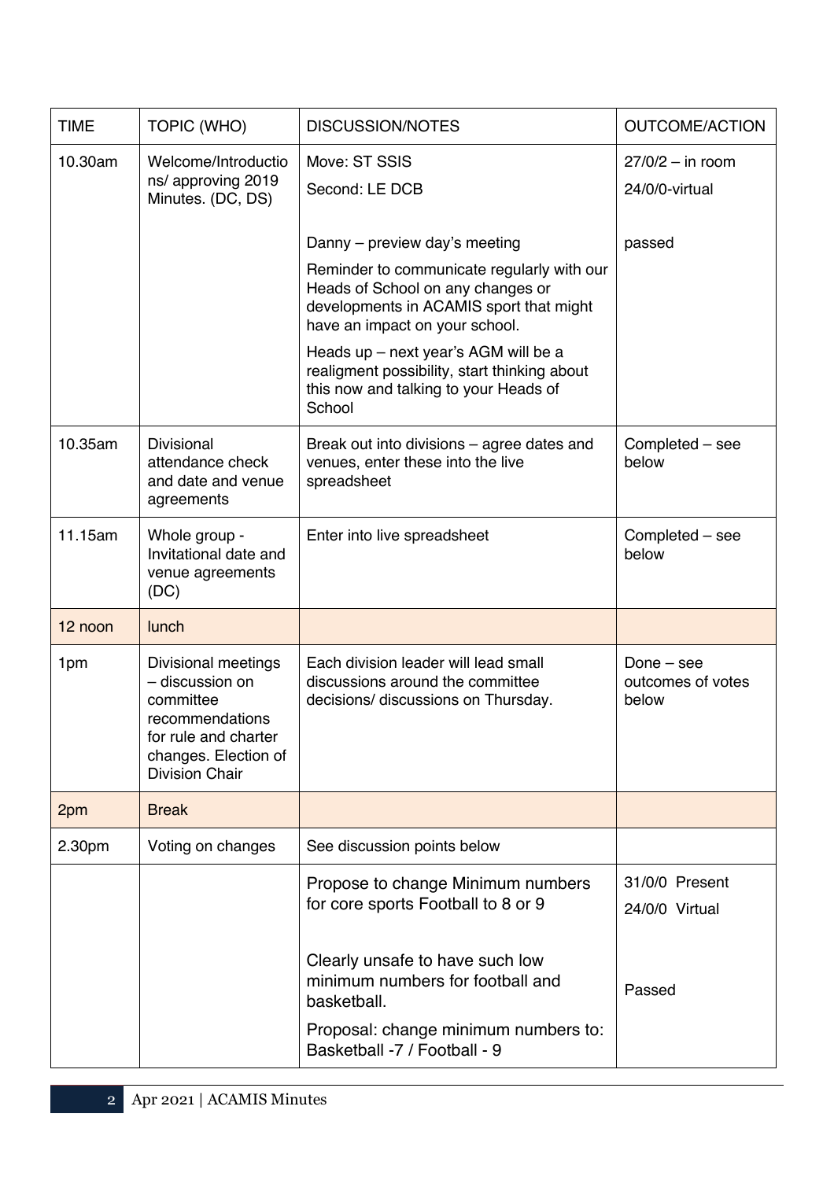| TIME | TOPIC (WHO) | DISCUSSION/NOTES | OUTCOME/ACTION |
| --- | --- | --- | --- |
| 10.30am | Welcome/Introductions/ approving 2019 Minutes. (DC, DS) | Move: ST SSIS<br>Second: LE DCB<br><br>Danny – preview day's meeting<br>Reminder to communicate regularly with our Heads of School on any changes or developments in ACAMIS sport that might have an impact on your school.<br>Heads up – next year's AGM will be a realigment possibility, start thinking about this now and talking to your Heads of School | 27/0/2 – in room<br>24/0/0-virtual<br><br>passed |
| 10.35am | Divisional attendance check and date and venue agreements | Break out into divisions – agree dates and venues, enter these into the live spreadsheet | Completed – see below |
| 11.15am | Whole group - Invitational date and venue agreements (DC) | Enter into live spreadsheet | Completed – see below |
| 12 noon | lunch | | |
| 1pm | Divisional meetings – discussion on committee recommendations for rule and charter changes. Election of Division Chair | Each division leader will lead small discussions around the committee decisions/ discussions on Thursday. | Done – see outcomes of votes below |
| 2pm | Break | | |
| 2.30pm | Voting on changes | See discussion points below | |
| | | Propose to change Minimum numbers for core sports Football to 8 or 9<br><br>Clearly unsafe to have such low minimum numbers for football and basketball.<br>Proposal: change minimum numbers to: Basketball -7 / Football - 9 | 31/0/0 Present<br>24/0/0 Virtual<br><br>Passed |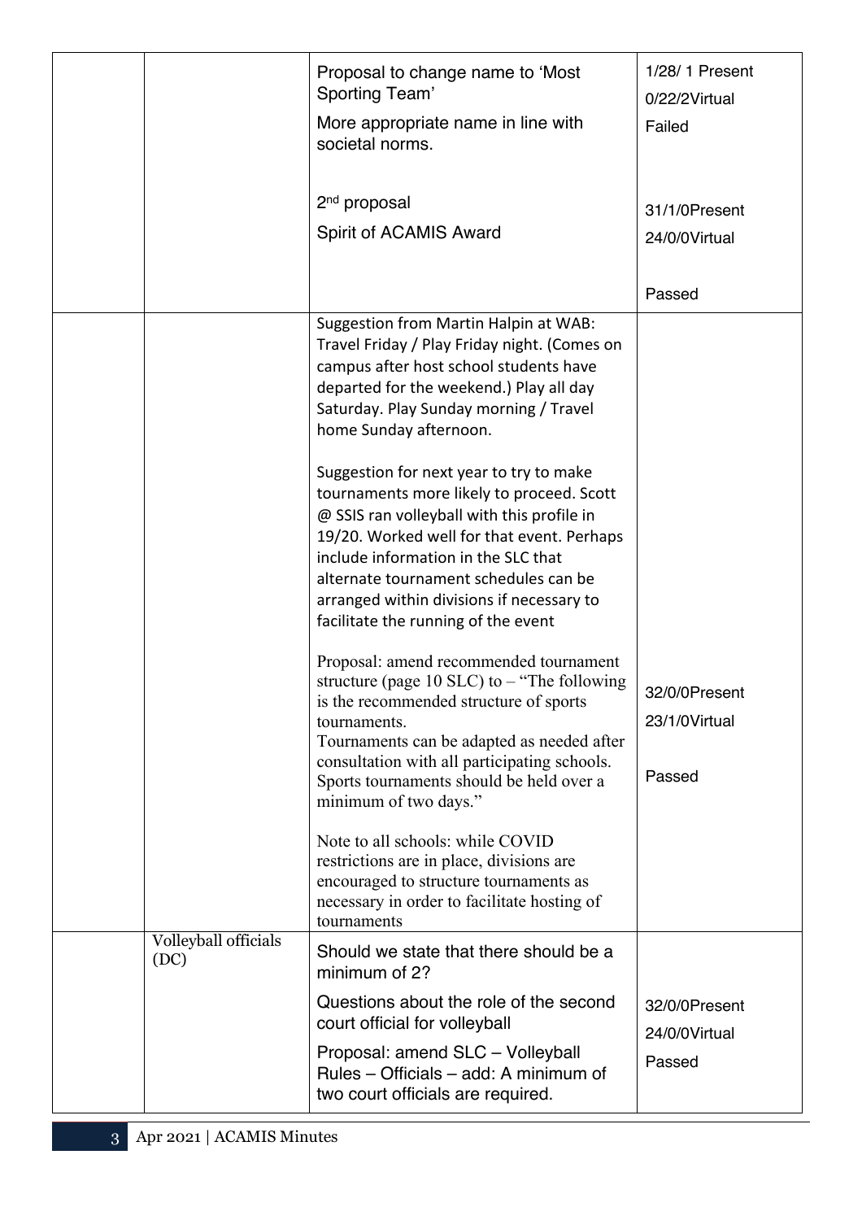| | | | |
|---|---|---|---|
| | | Proposal to change name to 'Most Sporting Team'<br><br>More appropriate name in line with societal norms.<br><br>2nd proposal<br><br>Spirit of ACAMIS Award | 1/28/ 1 Present<br>0/22/2Virtual<br>Failed<br><br>31/1/0Present<br>24/0/0Virtual<br><br>Passed |
| | | Suggestion from Martin Halpin at WAB: Travel Friday / Play Friday night. (Comes on campus after host school students have departed for the weekend.) Play all day Saturday. Play Sunday morning / Travel home Sunday afternoon.<br><br>Suggestion for next year to try to make tournaments more likely to proceed. Scott @ SSIS ran volleyball with this profile in 19/20. Worked well for that event. Perhaps include information in the SLC that alternate tournament schedules can be arranged within divisions if necessary to facilitate the running of the event<br><br>Proposal: amend recommended tournament structure (page 10 SLC) to – "The following is the recommended structure of sports tournaments.<br>Tournaments can be adapted as needed after consultation with all participating schools. Sports tournaments should be held over a minimum of two days."<br><br>Note to all schools: while COVID restrictions are in place, divisions are encouraged to structure tournaments as necessary in order to facilitate hosting of tournaments | 32/0/0Present<br>23/1/0Virtual<br><br>Passed |
| | Volleyball officials (DC) | Should we state that there should be a minimum of 2?<br><br>Questions about the role of the second court official for volleyball<br><br>Proposal: amend SLC – Volleyball Rules – Officials – add: A minimum of two court officials are required. | 32/0/0Present<br>24/0/0Virtual<br>Passed |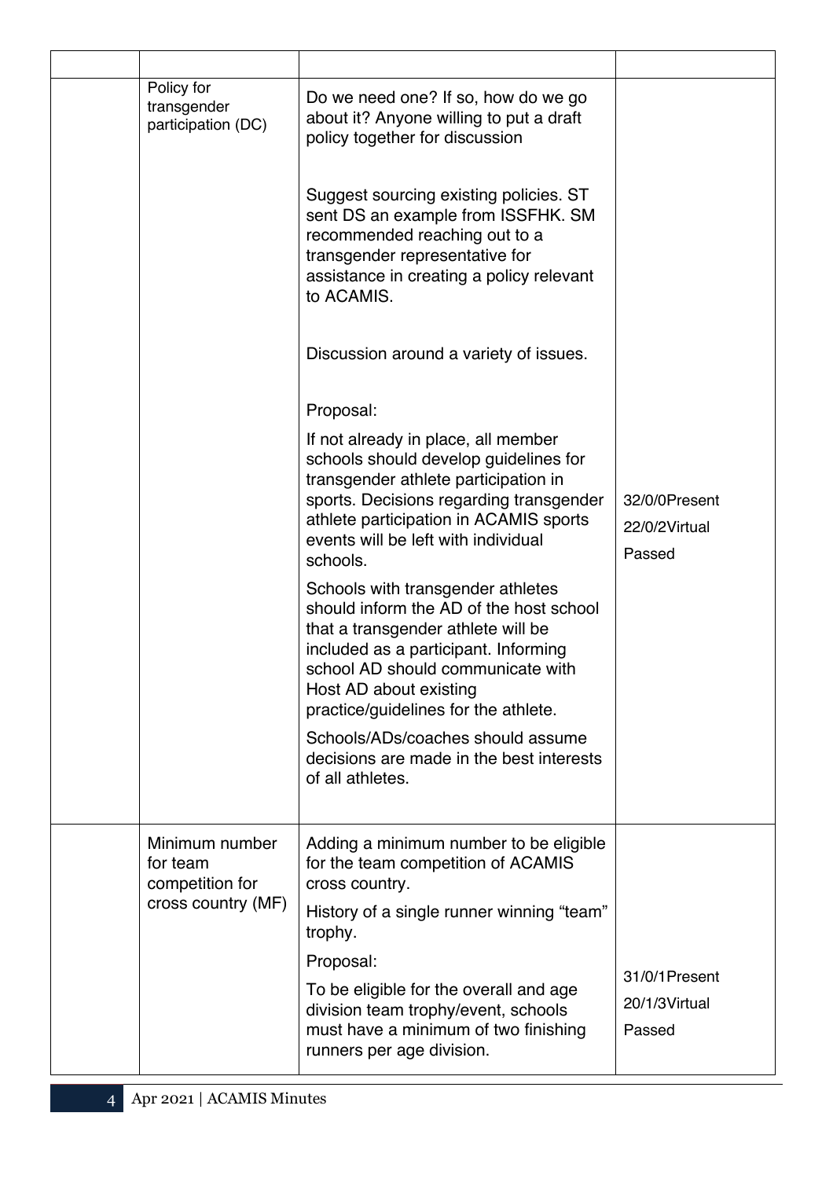| | | | |
|---|---|---|---|
| | Policy for transgender participation (DC) | Do we need one? If so, how do we go about it? Anyone willing to put a draft policy together for discussion<br><br>Suggest sourcing existing policies. ST sent DS an example from ISSFHK. SM recommended reaching out to a transgender representative for assistance in creating a policy relevant to ACAMIS.<br><br>Discussion around a variety of issues.<br><br>Proposal:<br><br>If not already in place, all member schools should develop guidelines for transgender athlete participation in sports. Decisions regarding transgender athlete participation in ACAMIS sports events will be left with individual schools.<br><br>Schools with transgender athletes should inform the AD of the host school that a transgender athlete will be included as a participant. Informing school AD should communicate with Host AD about existing practice/guidelines for the athlete.<br><br>Schools/ADs/coaches should assume decisions are made in the best interests of all athletes. | 32/0/0Present<br><br>22/0/2Virtual<br><br>Passed |
| | Minimum number for team competition for cross country (MF) | Adding a minimum number to be eligible for the team competition of ACAMIS cross country.<br><br>History of a single runner winning "team" trophy.<br><br>Proposal:<br><br>To be eligible for the overall and age division team trophy/event, schools must have a minimum of two finishing runners per age division. | 31/0/1Present<br><br>20/1/3Virtual<br><br>Passed |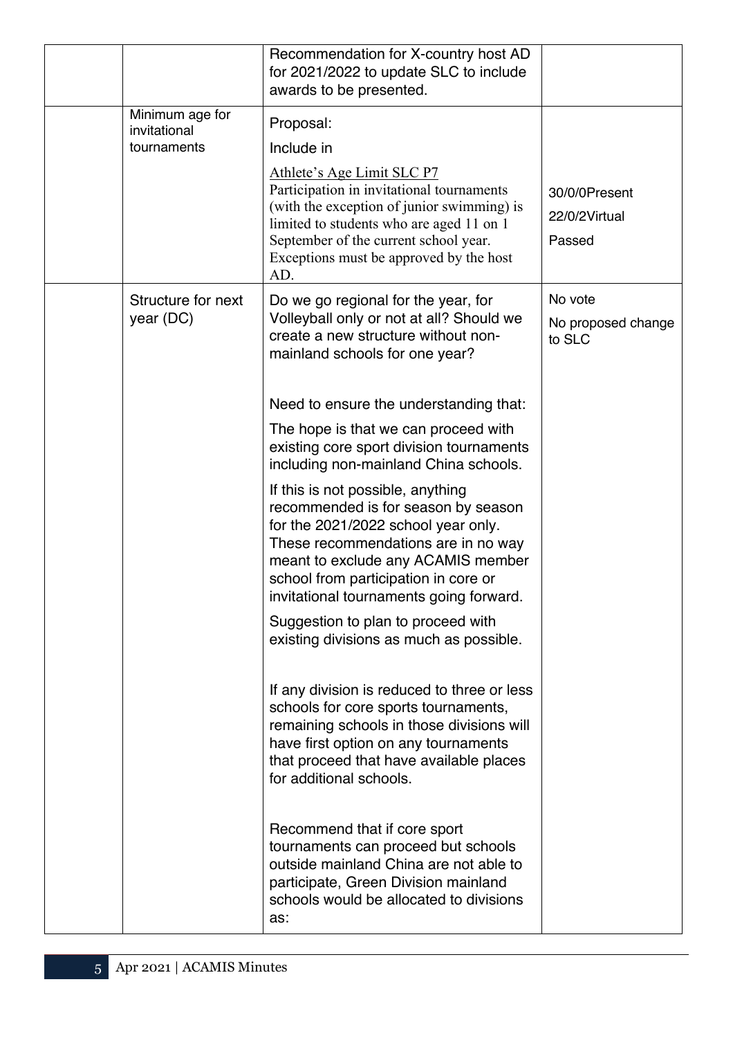| | | | |
|---|---|---|---|
| | | Recommendation for X-country host AD for 2021/2022 to update SLC to include awards to be presented. | |
| | Minimum age for invitational tournaments | Proposal:<br>Include in<br>Athlete's Age Limit SLC P7<br>Participation in invitational tournaments (with the exception of junior swimming) is limited to students who are aged 11 on 1 September of the current school year. Exceptions must be approved by the host AD. | 30/0/0Present<br>22/0/2Virtual<br>Passed |
| | Structure for next year (DC) | Do we go regional for the year, for Volleyball only or not at all? Should we create a new structure without non-mainland schools for one year?<br><br>Need to ensure the understanding that:<br>The hope is that we can proceed with existing core sport division tournaments including non-mainland China schools.<br>If this is not possible, anything recommended is for season by season for the 2021/2022 school year only. These recommendations are in no way meant to exclude any ACAMIS member school from participation in core or invitational tournaments going forward.<br>Suggestion to plan to proceed with existing divisions as much as possible.<br><br>If any division is reduced to three or less schools for core sports tournaments, remaining schools in those divisions will have first option on any tournaments that proceed that have available places for additional schools.<br><br>Recommend that if core sport tournaments can proceed but schools outside mainland China are not able to participate, Green Division mainland schools would be allocated to divisions as: | No vote<br>No proposed change to SLC |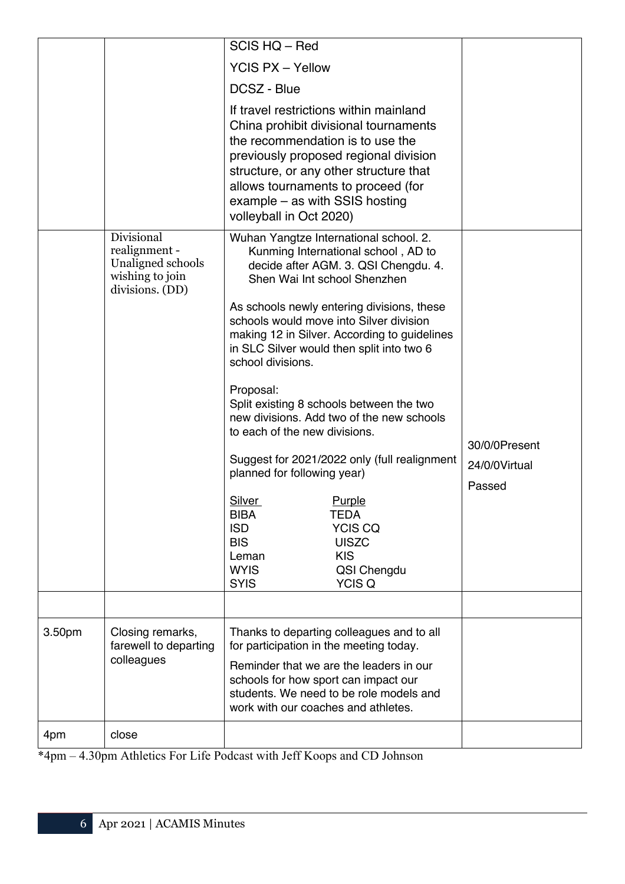| | | | |
|---|---|---|---|
| | | SCIS HQ – Red<br><br>YCIS PX – Yellow<br><br>DCSZ - Blue<br><br>If travel restrictions within mainland China prohibit divisional tournaments the recommendation is to use the previously proposed regional division structure, or any other structure that allows tournaments to proceed (for example – as with SSIS hosting volleyball in Oct 2020) | |
| | Divisional realignment - Unaligned schools wishing to join divisions. (DD) | Wuhan Yangtze International school. 2. Kunming International school , AD to decide after AGM. 3. QSI Chengdu. 4. Shen Wai Int school Shenzhen<br><br>As schools newly entering divisions, these schools would move into Silver division making 12 in Silver. According to guidelines in SLC Silver would then split into two 6 school divisions.<br><br>Proposal:<br>Split existing 8 schools between the two new divisions. Add two of the new schools to each of the new divisions.<br><br>Suggest for 2021/2022 only (full realignment planned for following year)<br><br>Silver: BIBA, ISD, BIS, Leman, WYIS, SYIS<br><br>Purple: TEDA, YCIS CQ, UISZC, KIS, QSI Chengdu, YCIS Q | 30/0/0Present<br><br>24/0/0Virtual<br><br>Passed |
| | | | |
| 3.50pm | Closing remarks, farewell to departing colleagues | Thanks to departing colleagues and to all for participation in the meeting today.<br><br>Reminder that we are the leaders in our schools for how sport can impact our students. We need to be role models and work with our coaches and athletes. | |
| 4pm | close | | |

*4pm – 4.30pm Athletics For Life Podcast with Jeff Koops and CD Johnson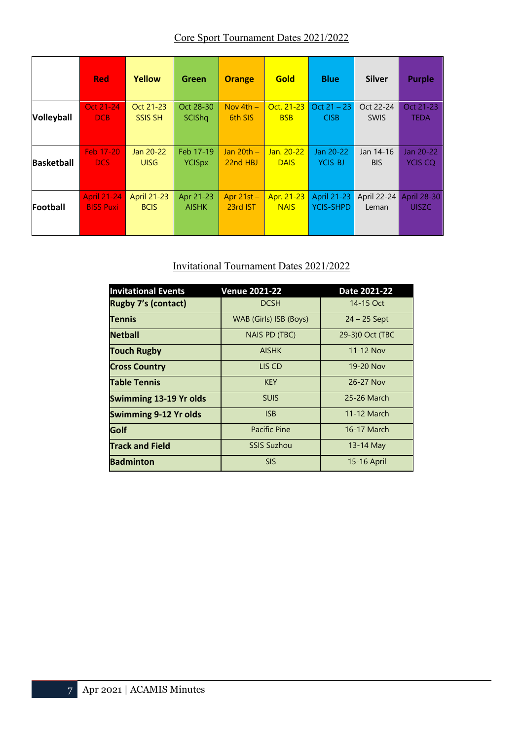Core Sport Tournament Dates 2021/2022

| | Red | Yellow | Green | Orange | Gold | Blue | Silver | Purple |
|---|---|---|---|---|---|---|---|---|
| **Volleyball** | Oct 21-24 DCB | Oct 21-23 SSIS SH | Oct 28-30 SCIShq | Nov 4th – 6th SIS | Oct. 21-23 BSB | Oct 21 – 23 CISB | Oct 22-24 SWIS | Oct 21-23 TEDA |
| **Basketball** | Feb 17-20 DCS | Jan 20-22 UISG | Feb 17-19 YCISpx | Jan 20th – 22nd HBJ | Jan. 20-22 DAIS | Jan 20-22 YCIS-BJ | Jan 14-16 BIS | Jan 20-22 YCIS CQ |
| **Football** | April 21-24 BISS Puxi | April 21-23 BCIS | Apr 21-23 AISHK | Apr 21st – 23rd IST | Apr. 21-23 NAIS | April 21-23 YCIS-SHPD | April 22-24 Leman | April 28-30 UISZC |

Invitational Tournament Dates 2021/2022

| Invitational Events | Venue 2021-22 | Date 2021-22 |
|---|---|---|
| **Rugby 7's (contact)** | DCSH | 14-15 Oct |
| **Tennis** | WAB (Girls) ISB (Boys) | 24 – 25 Sept |
| **Netball** | NAIS PD (TBC) | 29-3)0 Oct (TBC |
| **Touch Rugby** | AISHK | 11-12 Nov |
| **Cross Country** | LIS CD | 19-20 Nov |
| **Table Tennis** | KEY | 26-27 Nov |
| **Swimming 13-19 Yr olds** | SUIS | 25-26 March |
| **Swimming 9-12 Yr olds** | ISB | 11-12 March |
| **Golf** | Pacific Pine | 16-17 March |
| **Track and Field** | SSIS Suzhou | 13-14 May |
| **Badminton** | SIS | 15-16 April |